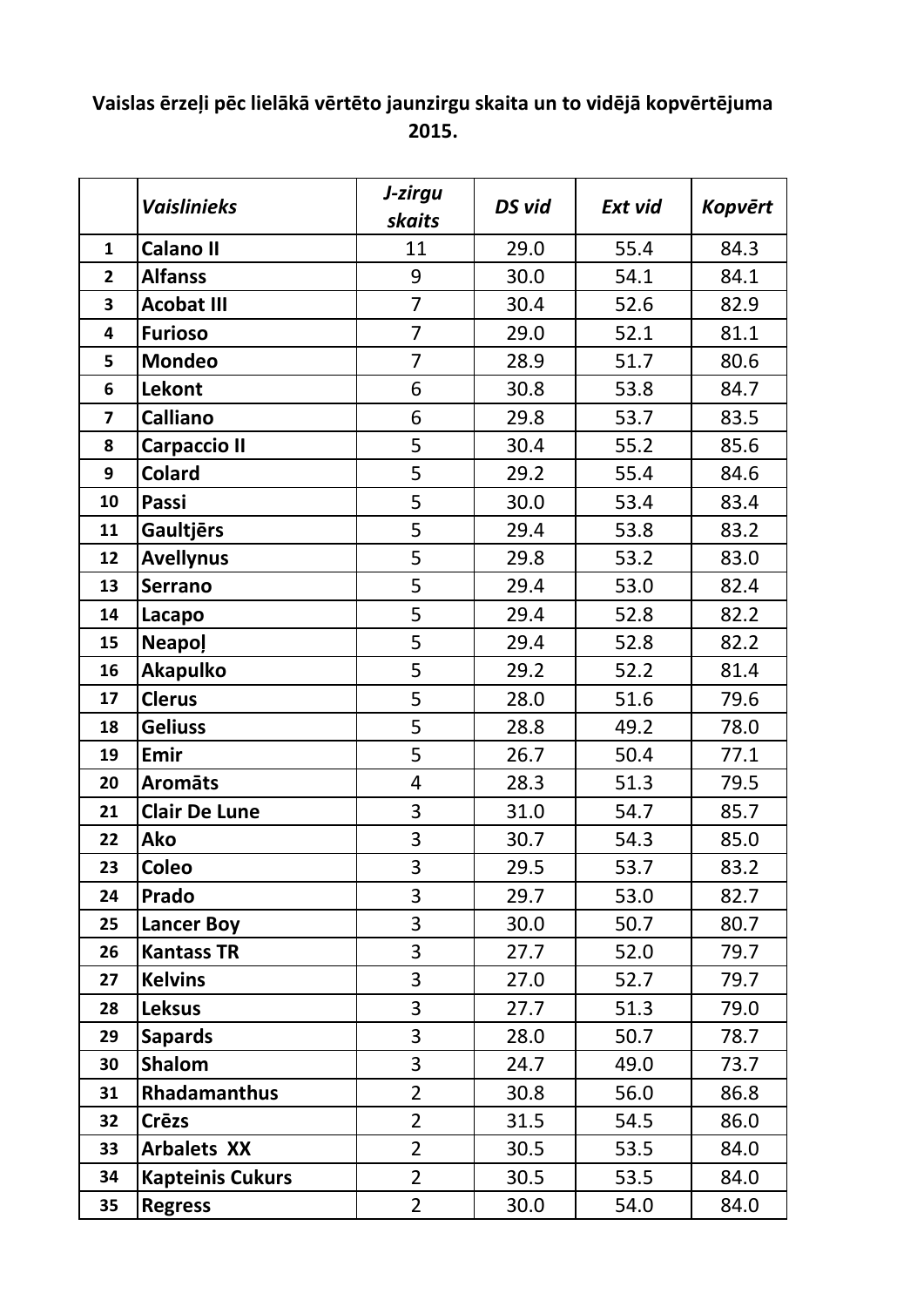**Vaislas ērzeļi pēc lielākā vērtēto jaunzirgu skaita un to vidējā kopvērtējuma 2015.**

| | *Vaislinieks* | *J-zirgu skaits* | *DS vid* | *Ext vid* | *Kopvērt* |
|---|---|---|---|---|---|
| 1 | **Calano II** | 11 | 29.0 | 55.4 | 84.3 |
| 2 | **Alfanss** | 9 | 30.0 | 54.1 | 84.1 |
| 3 | **Acobat III** | 7 | 30.4 | 52.6 | 82.9 |
| 4 | **Furioso** | 7 | 29.0 | 52.1 | 81.1 |
| 5 | **Mondeo** | 7 | 28.9 | 51.7 | 80.6 |
| 6 | **Lekont** | 6 | 30.8 | 53.8 | 84.7 |
| 7 | **Calliano** | 6 | 29.8 | 53.7 | 83.5 |
| 8 | **Carpaccio II** | 5 | 30.4 | 55.2 | 85.6 |
| 9 | **Colard** | 5 | 29.2 | 55.4 | 84.6 |
| 10 | **Passi** | 5 | 30.0 | 53.4 | 83.4 |
| 11 | **Gaultjērs** | 5 | 29.4 | 53.8 | 83.2 |
| 12 | **Avellynus** | 5 | 29.8 | 53.2 | 83.0 |
| 13 | **Serrano** | 5 | 29.4 | 53.0 | 82.4 |
| 14 | **Lacapo** | 5 | 29.4 | 52.8 | 82.2 |
| 15 | **Neapoļ** | 5 | 29.4 | 52.8 | 82.2 |
| 16 | **Akapulko** | 5 | 29.2 | 52.2 | 81.4 |
| 17 | **Clerus** | 5 | 28.0 | 51.6 | 79.6 |
| 18 | **Geliuss** | 5 | 28.8 | 49.2 | 78.0 |
| 19 | **Emir** | 5 | 26.7 | 50.4 | 77.1 |
| 20 | **Aromāts** | 4 | 28.3 | 51.3 | 79.5 |
| 21 | **Clair De Lune** | 3 | 31.0 | 54.7 | 85.7 |
| 22 | **Ako** | 3 | 30.7 | 54.3 | 85.0 |
| 23 | **Coleo** | 3 | 29.5 | 53.7 | 83.2 |
| 24 | **Prado** | 3 | 29.7 | 53.0 | 82.7 |
| 25 | **Lancer Boy** | 3 | 30.0 | 50.7 | 80.7 |
| 26 | **Kantass TR** | 3 | 27.7 | 52.0 | 79.7 |
| 27 | **Kelvins** | 3 | 27.0 | 52.7 | 79.7 |
| 28 | **Leksus** | 3 | 27.7 | 51.3 | 79.0 |
| 29 | **Sapards** | 3 | 28.0 | 50.7 | 78.7 |
| 30 | **Shalom** | 3 | 24.7 | 49.0 | 73.7 |
| 31 | **Rhadamanthus** | 2 | 30.8 | 56.0 | 86.8 |
| 32 | **Crēzs** | 2 | 31.5 | 54.5 | 86.0 |
| 33 | **Arbalets XX** | 2 | 30.5 | 53.5 | 84.0 |
| 34 | **Kapteinis Cukurs** | 2 | 30.5 | 53.5 | 84.0 |
| 35 | **Regress** | 2 | 30.0 | 54.0 | 84.0 |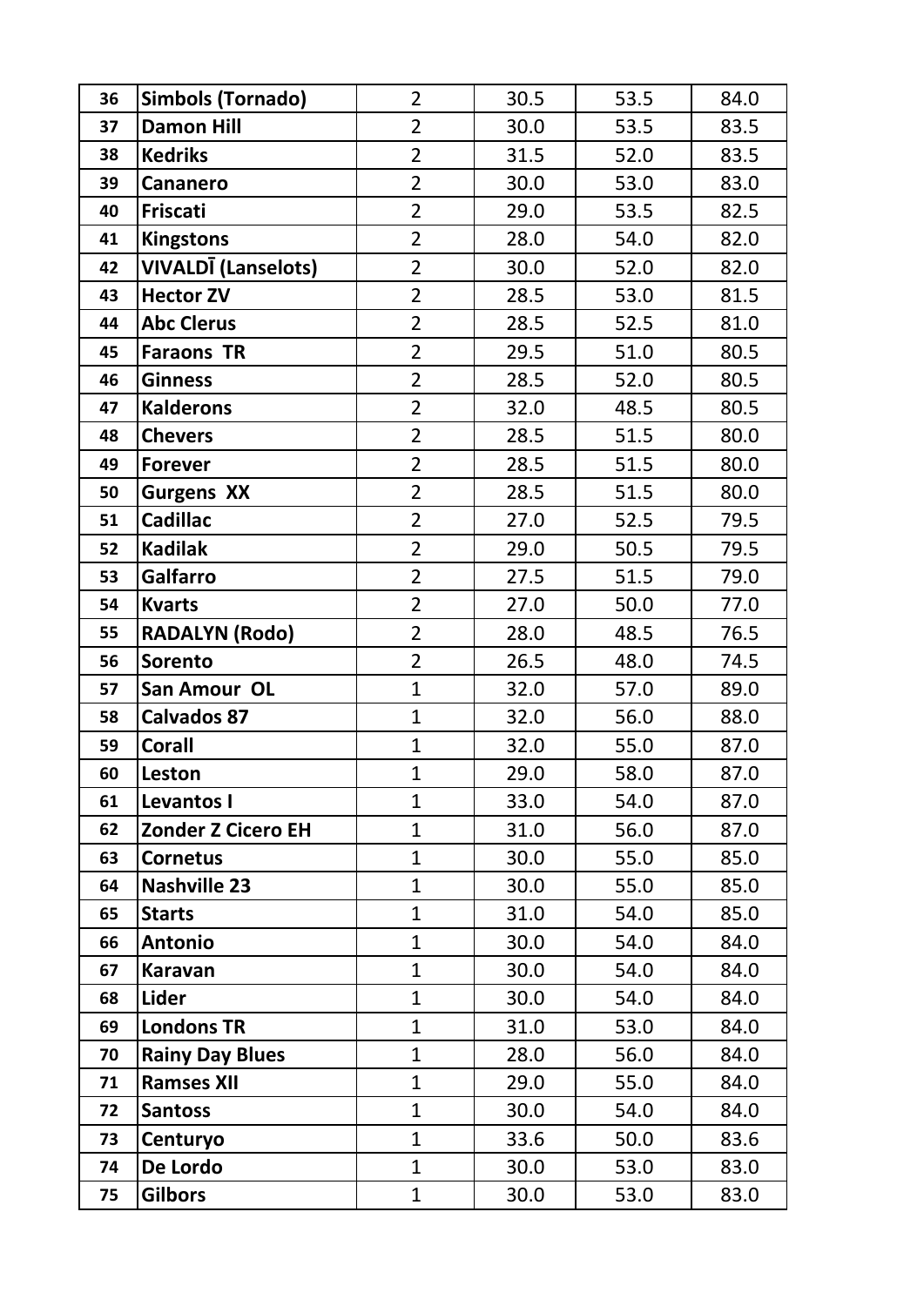| 36 | Simbols (Tornado) | 2 | 30.5 | 53.5 | 84.0 |
|---|---|---|---|---|---|
| 37 | Damon Hill | 2 | 30.0 | 53.5 | 83.5 |
| 38 | Kedriks | 2 | 31.5 | 52.0 | 83.5 |
| 39 | Cananero | 2 | 30.0 | 53.0 | 83.0 |
| 40 | Friscati | 2 | 29.0 | 53.5 | 82.5 |
| 41 | Kingstons | 2 | 28.0 | 54.0 | 82.0 |
| 42 | VIVALDĪ (Lanselots) | 2 | 30.0 | 52.0 | 82.0 |
| 43 | Hector ZV | 2 | 28.5 | 53.0 | 81.5 |
| 44 | Abc Clerus | 2 | 28.5 | 52.5 | 81.0 |
| 45 | Faraons TR | 2 | 29.5 | 51.0 | 80.5 |
| 46 | Ginness | 2 | 28.5 | 52.0 | 80.5 |
| 47 | Kalderons | 2 | 32.0 | 48.5 | 80.5 |
| 48 | Chevers | 2 | 28.5 | 51.5 | 80.0 |
| 49 | Forever | 2 | 28.5 | 51.5 | 80.0 |
| 50 | Gurgens XX | 2 | 28.5 | 51.5 | 80.0 |
| 51 | Cadillac | 2 | 27.0 | 52.5 | 79.5 |
| 52 | Kadilak | 2 | 29.0 | 50.5 | 79.5 |
| 53 | Galfarro | 2 | 27.5 | 51.5 | 79.0 |
| 54 | Kvarts | 2 | 27.0 | 50.0 | 77.0 |
| 55 | RADALYN (Rodo) | 2 | 28.0 | 48.5 | 76.5 |
| 56 | Sorento | 2 | 26.5 | 48.0 | 74.5 |
| 57 | San Amour OL | 1 | 32.0 | 57.0 | 89.0 |
| 58 | Calvados 87 | 1 | 32.0 | 56.0 | 88.0 |
| 59 | Corall | 1 | 32.0 | 55.0 | 87.0 |
| 60 | Leston | 1 | 29.0 | 58.0 | 87.0 |
| 61 | Levantos I | 1 | 33.0 | 54.0 | 87.0 |
| 62 | Zonder Z Cicero EH | 1 | 31.0 | 56.0 | 87.0 |
| 63 | Cornetus | 1 | 30.0 | 55.0 | 85.0 |
| 64 | Nashville 23 | 1 | 30.0 | 55.0 | 85.0 |
| 65 | Starts | 1 | 31.0 | 54.0 | 85.0 |
| 66 | Antonio | 1 | 30.0 | 54.0 | 84.0 |
| 67 | Karavan | 1 | 30.0 | 54.0 | 84.0 |
| 68 | Lider | 1 | 30.0 | 54.0 | 84.0 |
| 69 | Londons TR | 1 | 31.0 | 53.0 | 84.0 |
| 70 | Rainy Day Blues | 1 | 28.0 | 56.0 | 84.0 |
| 71 | Ramses XII | 1 | 29.0 | 55.0 | 84.0 |
| 72 | Santoss | 1 | 30.0 | 54.0 | 84.0 |
| 73 | Centuryo | 1 | 33.6 | 50.0 | 83.6 |
| 74 | De Lordo | 1 | 30.0 | 53.0 | 83.0 |
| 75 | Gilbors | 1 | 30.0 | 53.0 | 83.0 |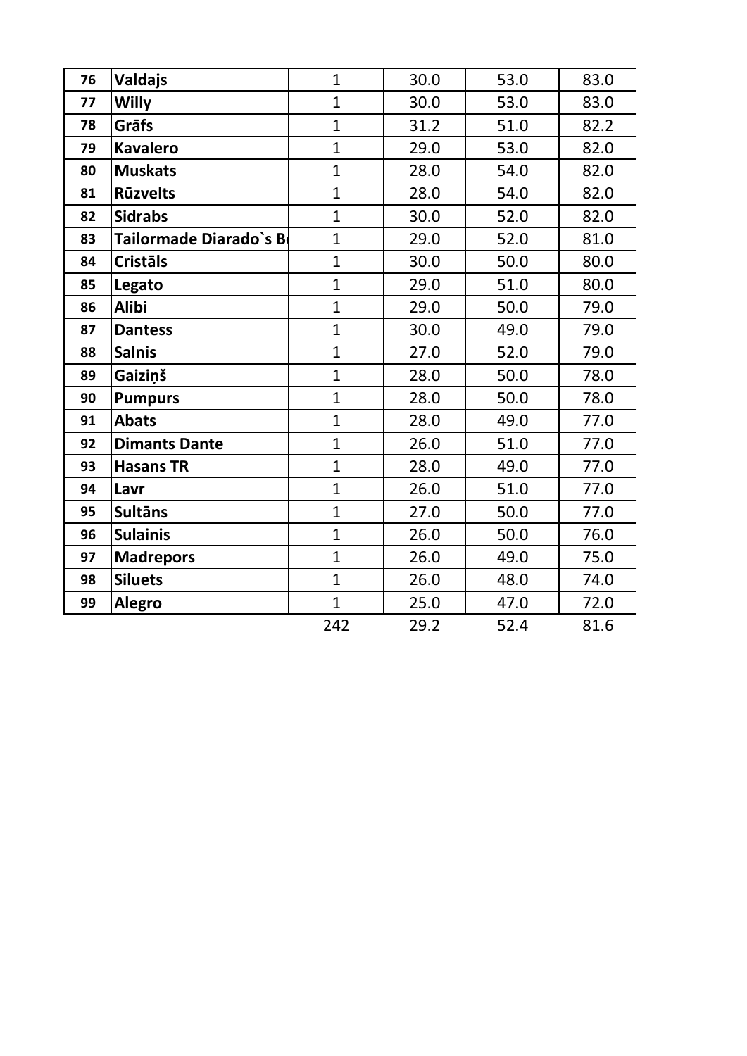| | | | | | |
|---|---|---|---|---|---|
| **76** | **Valdajs** | 1 | 30.0 | 53.0 | 83.0 |
| **77** | **Willy** | 1 | 30.0 | 53.0 | 83.0 |
| **78** | **Grāfs** | 1 | 31.2 | 51.0 | 82.2 |
| **79** | **Kavalero** | 1 | 29.0 | 53.0 | 82.0 |
| **80** | **Muskats** | 1 | 28.0 | 54.0 | 82.0 |
| **81** | **Rūzvelts** | 1 | 28.0 | 54.0 | 82.0 |
| **82** | **Sidrabs** | 1 | 30.0 | 52.0 | 82.0 |
| **83** | **Tailormade Diarado`s B** | 1 | 29.0 | 52.0 | 81.0 |
| **84** | **Cristāls** | 1 | 30.0 | 50.0 | 80.0 |
| **85** | **Legato** | 1 | 29.0 | 51.0 | 80.0 |
| **86** | **Alibi** | 1 | 29.0 | 50.0 | 79.0 |
| **87** | **Dantess** | 1 | 30.0 | 49.0 | 79.0 |
| **88** | **Salnis** | 1 | 27.0 | 52.0 | 79.0 |
| **89** | **Gaiziņš** | 1 | 28.0 | 50.0 | 78.0 |
| **90** | **Pumpurs** | 1 | 28.0 | 50.0 | 78.0 |
| **91** | **Abats** | 1 | 28.0 | 49.0 | 77.0 |
| **92** | **Dimants Dante** | 1 | 26.0 | 51.0 | 77.0 |
| **93** | **Hasans TR** | 1 | 28.0 | 49.0 | 77.0 |
| **94** | **Lavr** | 1 | 26.0 | 51.0 | 77.0 |
| **95** | **Sultāns** | 1 | 27.0 | 50.0 | 77.0 |
| **96** | **Sulainis** | 1 | 26.0 | 50.0 | 76.0 |
| **97** | **Madrepors** | 1 | 26.0 | 49.0 | 75.0 |
| **98** | **Siluets** | 1 | 26.0 | 48.0 | 74.0 |
| **99** | **Alegro** | 1 | 25.0 | 47.0 | 72.0 |
| | | 242 | 29.2 | 52.4 | 81.6 |